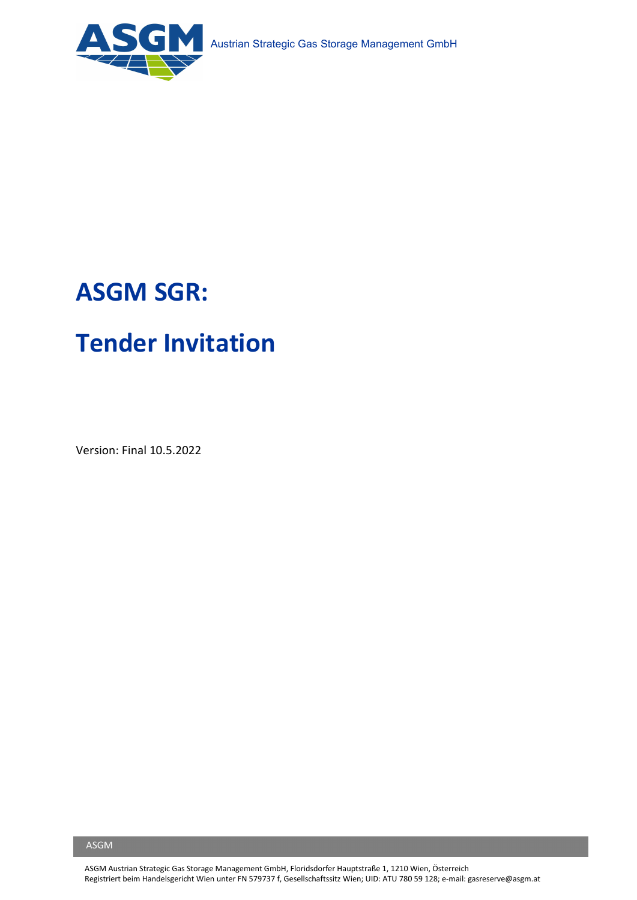Austrian Strategic Gas Storage Management GmbH

# ASGM SGR:

# Tender Invitation

Version: Final 10.5.2022

ASGM

ASGM Austrian Strategic Gas Storage Management GmbH, Floridsdorfer Hauptstraße 1, 1210 Wien, Österreich
Registriert beim Handelsgericht Wien unter FN 579737 f, Gesellschaftssitz Wien; UID: ATU 780 59 128; e-mail: gasreserve@asgm.at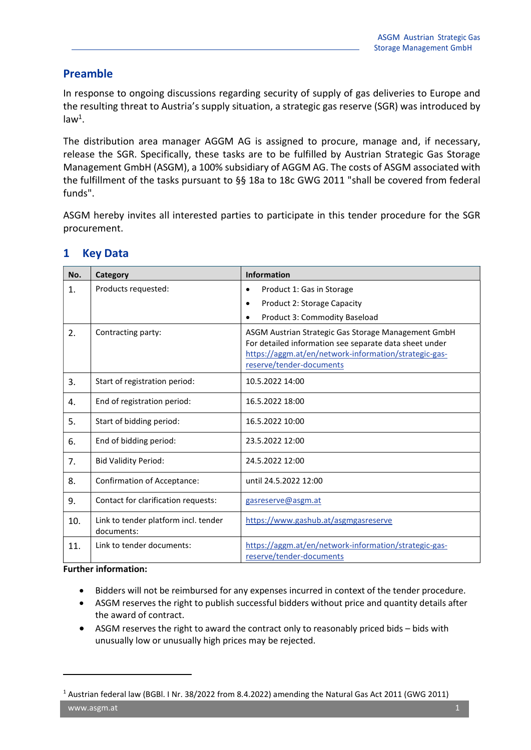## Preamble

In response to ongoing discussions regarding security of supply of gas deliveries to Europe and the resulting threat to Austria's supply situation, a strategic gas reserve (SGR) was introduced by law[1].

The distribution area manager AGGM AG is assigned to procure, manage and, if necessary, release the SGR. Specifically, these tasks are to be fulfilled by Austrian Strategic Gas Storage Management GmbH (ASGM), a 100% subsidiary of AGGM AG. The costs of ASGM associated with the fulfillment of the tasks pursuant to §§ 18a to 18c GWG 2011 "shall be covered from federal funds".

ASGM hereby invites all interested parties to participate in this tender procedure for the SGR procurement.

## 1 Key Data

| No. | Category | Information |
|---|---|---|
| 1. | Products requested: | • Product 1: Gas in Storage<br>• Product 2: Storage Capacity<br>• Product 3: Commodity Baseload |
| 2. | Contracting party: | ASGM Austrian Strategic Gas Storage Management GmbH For detailed information see separate data sheet under https://aggm.at/en/network-information/strategic-gas-reserve/tender-documents |
| 3. | Start of registration period: | 10.5.2022 14:00 |
| 4. | End of registration period: | 16.5.2022 18:00 |
| 5. | Start of bidding period: | 16.5.2022 10:00 |
| 6. | End of bidding period: | 23.5.2022 12:00 |
| 7. | Bid Validity Period: | 24.5.2022 12:00 |
| 8. | Confirmation of Acceptance: | until 24.5.2022 12:00 |
| 9. | Contact for clarification requests: | gasreserve@asgm.at |
| 10. | Link to tender platform incl. tender documents: | https://www.gashub.at/asgmgasreserve |
| 11. | Link to tender documents: | https://aggm.at/en/network-information/strategic-gas-reserve/tender-documents |

**Further information:**

- Bidders will not be reimbursed for any expenses incurred in context of the tender procedure.
- ASGM reserves the right to publish successful bidders without price and quantity details after the award of contract.
- ASGM reserves the right to award the contract only to reasonably priced bids – bids with unusually low or unusually high prices may be rejected.

[1] Austrian federal law (BGBl. I Nr. 38/2022 from 8.4.2022) amending the Natural Gas Act 2011 (GWG 2011)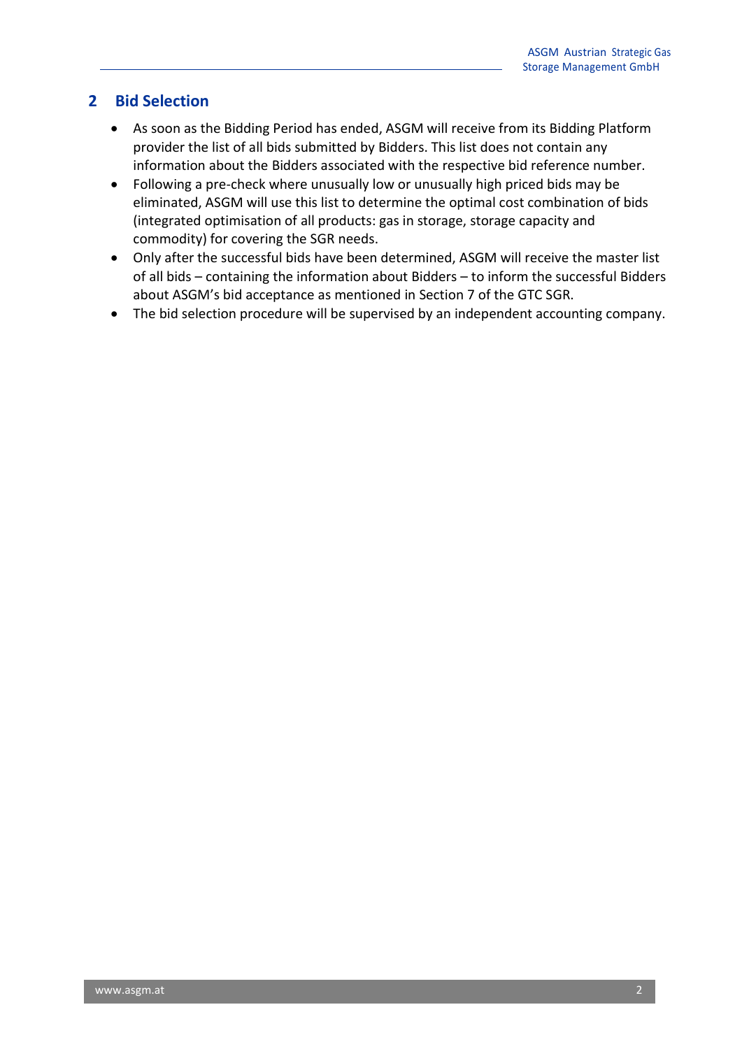## 2 Bid Selection

- As soon as the Bidding Period has ended, ASGM will receive from its Bidding Platform provider the list of all bids submitted by Bidders. This list does not contain any information about the Bidders associated with the respective bid reference number.
- Following a pre-check where unusually low or unusually high priced bids may be eliminated, ASGM will use this list to determine the optimal cost combination of bids (integrated optimisation of all products: gas in storage, storage capacity and commodity) for covering the SGR needs.
- Only after the successful bids have been determined, ASGM will receive the master list of all bids – containing the information about Bidders – to inform the successful Bidders about ASGM's bid acceptance as mentioned in Section 7 of the GTC SGR.
- The bid selection procedure will be supervised by an independent accounting company.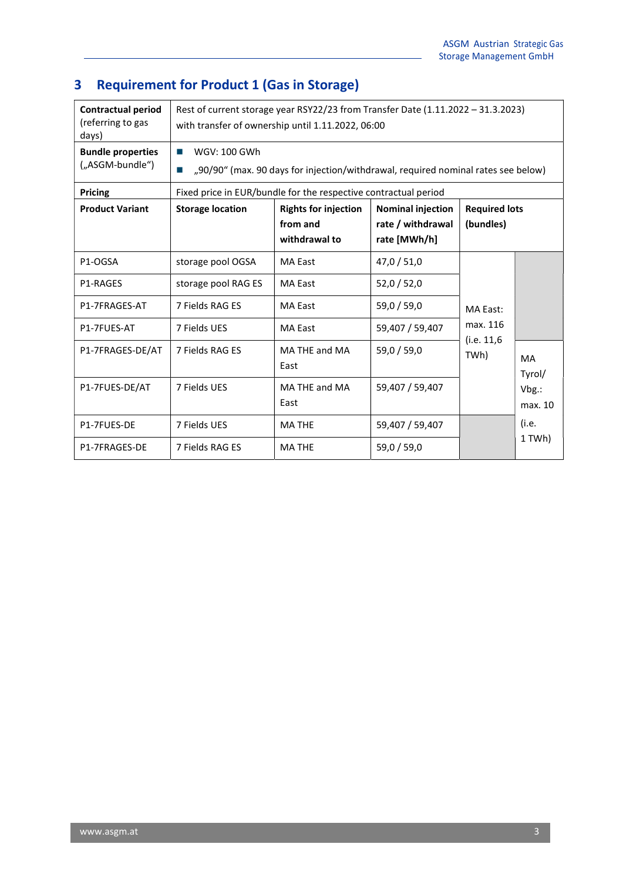## 3 Requirement for Product 1 (Gas in Storage)

| **Contractual period** (referring to gas days) | Rest of current storage year RSY22/23 from Transfer Date (1.11.2022 – 31.3.2023) with transfer of ownership until 1.11.2022, 06:00 | | | | |
|---|---|---|---|---|---|
| **Bundle properties** („ASGM-bundle“) | ■ WGV: 100 GWh<br>■ „90/90“ (max. 90 days for injection/withdrawal, required nominal rates see below) | | | | |
| **Pricing** | Fixed price in EUR/bundle for the respective contractual period | | | | |
| **Product Variant** | **Storage location** | **Rights for injection from and withdrawal to** | **Nominal injection rate / withdrawal rate [MWh/h]** | **Required lots (bundles)** | |
| P1-OGSA | storage pool OGSA | MA East | 47,0 / 51,0 | MA East: max. 116 (i.e. 11,6 TWh) | |
| P1-RAGES | storage pool RAG ES | MA East | 52,0 / 52,0 | | |
| P1-7FRAGES-AT | 7 Fields RAG ES | MA East | 59,0 / 59,0 | | |
| P1-7FUES-AT | 7 Fields UES | MA East | 59,407 / 59,407 | | |
| P1-7FRAGES-DE/AT | 7 Fields RAG ES | MA THE and MA East | 59,0 / 59,0 | | MA Tyrol/ Vbg.: max. 10 (i.e. 1 TWh) |
| P1-7FUES-DE/AT | 7 Fields UES | MA THE and MA East | 59,407 / 59,407 | | |
| P1-7FUES-DE | 7 Fields UES | MA THE | 59,407 / 59,407 | | |
| P1-7FRAGES-DE | 7 Fields RAG ES | MA THE | 59,0 / 59,0 | | |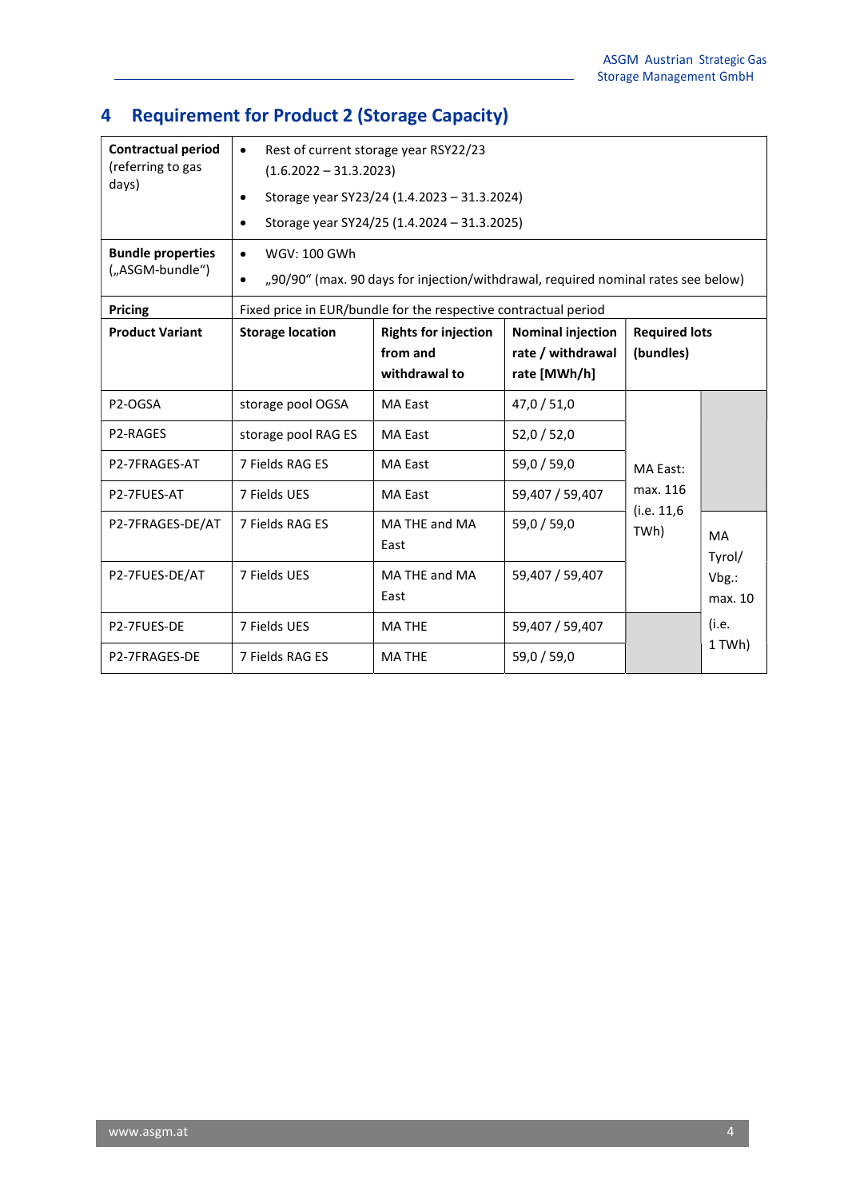## 4 Requirement for Product 2 (Storage Capacity)

| **Contractual period** (referring to gas days) | • Rest of current storage year RSY22/23 (1.6.2022 – 31.3.2023)<br>• Storage year SY23/24 (1.4.2023 – 31.3.2024)<br>• Storage year SY24/25 (1.4.2024 – 31.3.2025) | | | | |
|---|---|---|---|---|---|
| **Bundle properties** („ASGM-bundle“) | • WGV: 100 GWh<br>• „90/90“ (max. 90 days for injection/withdrawal, required nominal rates see below) | | | | |
| **Pricing** | Fixed price in EUR/bundle for the respective contractual period | | | | |
| **Product Variant** | **Storage location** | **Rights for injection from and withdrawal to** | **Nominal injection rate / withdrawal rate [MWh/h]** | **Required lots (bundles)** | |
| P2-OGSA | storage pool OGSA | MA East | 47,0 / 51,0 | MA East: max. 116 (i.e. 11,6 TWh) | |
| P2-RAGES | storage pool RAG ES | MA East | 52,0 / 52,0 | | |
| P2-7FRAGES-AT | 7 Fields RAG ES | MA East | 59,0 / 59,0 | | |
| P2-7FUES-AT | 7 Fields UES | MA East | 59,407 / 59,407 | | |
| P2-7FRAGES-DE/AT | 7 Fields RAG ES | MA THE and MA East | 59,0 / 59,0 | | MA Tyrol/ Vbg.: max. 10 (i.e. 1 TWh) |
| P2-7FUES-DE/AT | 7 Fields UES | MA THE and MA East | 59,407 / 59,407 | | |
| P2-7FUES-DE | 7 Fields UES | MA THE | 59,407 / 59,407 | | |
| P2-7FRAGES-DE | 7 Fields RAG ES | MA THE | 59,0 / 59,0 | | |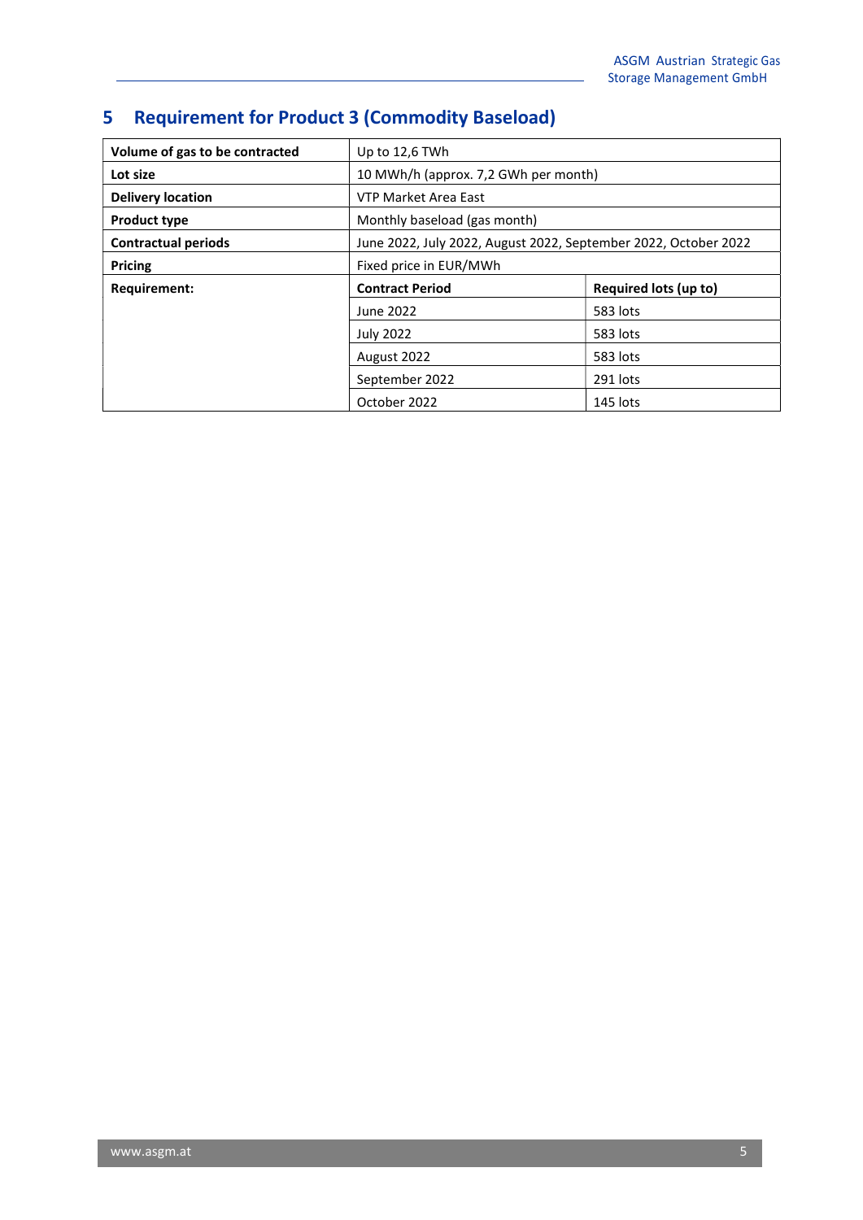## 5 Requirement for Product 3 (Commodity Baseload)

| | | |
|---|---|---|
| **Volume of gas to be contracted** | Up to 12,6 TWh | |
| **Lot size** | 10 MWh/h (approx. 7,2 GWh per month) | |
| **Delivery location** | VTP Market Area East | |
| **Product type** | Monthly baseload (gas month) | |
| **Contractual periods** | June 2022, July 2022, August 2022, September 2022, October 2022 | |
| **Pricing** | Fixed price in EUR/MWh | |
| **Requirement:** | **Contract Period** | **Required lots (up to)** |
| | June 2022 | 583 lots |
| | July 2022 | 583 lots |
| | August 2022 | 583 lots |
| | September 2022 | 291 lots |
| | October 2022 | 145 lots |